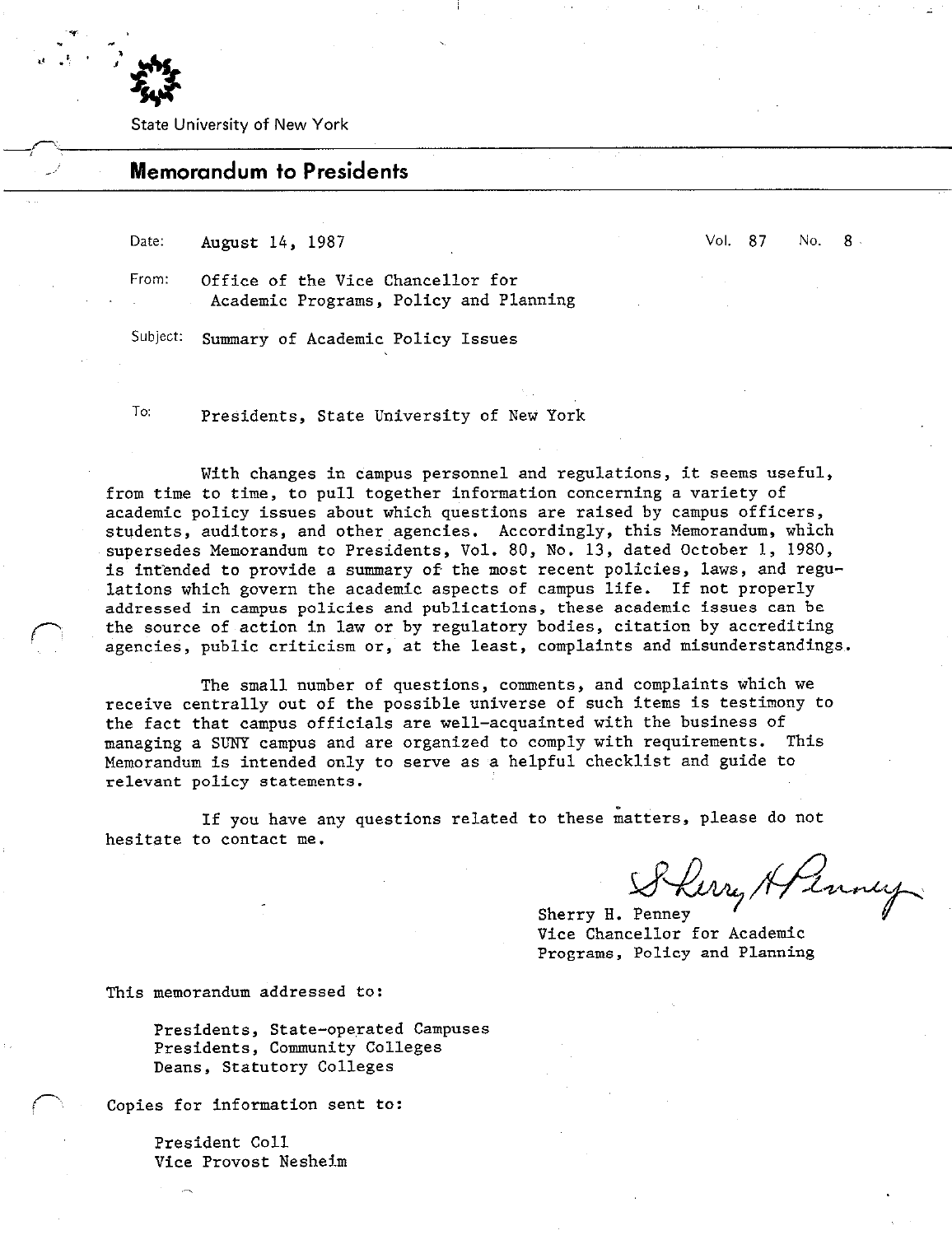State University of New York

## Memorandum to Presidents

Date: August 14, 1987 — Vol. 87 No. 8

From: Office of the Vice Chancellor for Academic Programs, Policy and Planning

Subject: Summary of Academic Policy Issues

To: Presidents, State University of New York

With changes in campus personnel and regulations, it seems useful, from time to time, to pull together information concerning a variety of academic policy issues about which questions are raised by campus officers, students, auditors, and other agencies. Accordingly, this Memorandum, which supersedes Memorandum to Presidents, Vol. 80, No. 13, dated October 1, 1980, is intended to provide a summary of the most recent policies, laws, and regulations which govern the academic aspects of campus life. If not properly addressed in campus policies and publications, these academic issues can be the source of action in law or by regulatory bodies, citation by accrediting agencies, public criticism or, at the least, complaints and misunderstandings.

The small number of questions, comments, and complaints which we receive centrally out of the possible universe of such items is testimony to the fact that campus officials are well-acquainted with the business of managing a SUNY campus and are organized to comply with requirements. This Memorandum is intended only to serve as a helpful checklist and guide to relevant policy statements.

If you have any questions related to these matters, please do not hesitate to contact me.

Sherry H. Penney
Vice Chancellor for Academic Programs, Policy and Planning

This memorandum addressed to:

- Presidents, State-operated Campuses
- Presidents, Community Colleges
- Deans, Statutory Colleges

Copies for information sent to:

- President Coll
- Vice Provost Nesheim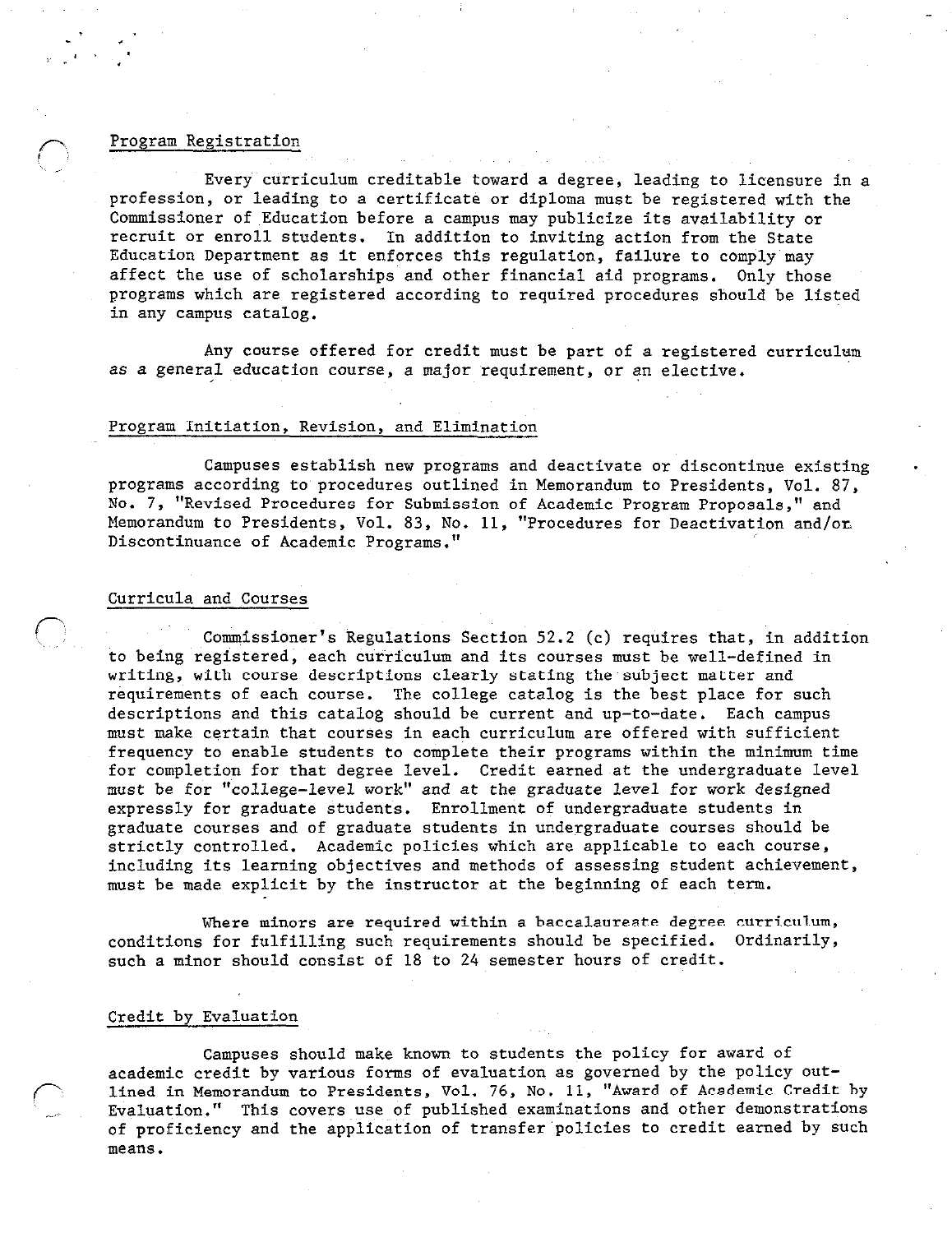## Program Registration

Every curriculum creditable toward a degree, leading to licensure in a profession, or leading to a certificate or diploma must be registered with the Commissioner of Education before a campus may publicize its availability or recruit or enroll students. In addition to inviting action from the State Education Department as it enforces this regulation, failure to comply may affect the use of scholarships and other financial aid programs. Only those programs which are registered according to required procedures should be listed in any campus catalog.

Any course offered for credit must be part of a registered curriculum as a general education course, a major requirement, or an elective.

## Program Initiation, Revision, and Elimination

Campuses establish new programs and deactivate or discontinue existing programs according to procedures outlined in Memorandum to Presidents, Vol. 87, No. 7, "Revised Procedures for Submission of Academic Program Proposals," and Memorandum to Presidents, Vol. 83, No. 11, "Procedures for Deactivation and/or Discontinuance of Academic Programs."

## Curricula and Courses

Commissioner's Regulations Section 52.2 (c) requires that, in addition to being registered, each curriculum and its courses must be well-defined in writing, with course descriptions clearly stating the subject matter and requirements of each course. The college catalog is the best place for such descriptions and this catalog should be current and up-to-date. Each campus must make certain that courses in each curriculum are offered with sufficient frequency to enable students to complete their programs within the minimum time for completion for that degree level. Credit earned at the undergraduate level must be for "college-level work" and at the graduate level for work designed expressly for graduate students. Enrollment of undergraduate students in graduate courses and of graduate students in undergraduate courses should be strictly controlled. Academic policies which are applicable to each course, including its learning objectives and methods of assessing student achievement, must be made explicit by the instructor at the beginning of each term.

Where minors are required within a baccalaureate degree curriculum, conditions for fulfilling such requirements should be specified. Ordinarily, such a minor should consist of 18 to 24 semester hours of credit.

## Credit by Evaluation

Campuses should make known to students the policy for award of academic credit by various forms of evaluation as governed by the policy outlined in Memorandum to Presidents, Vol. 76, No. 11, "Award of Academic Credit by Evaluation." This covers use of published examinations and other demonstrations of proficiency and the application of transfer policies to credit earned by such means.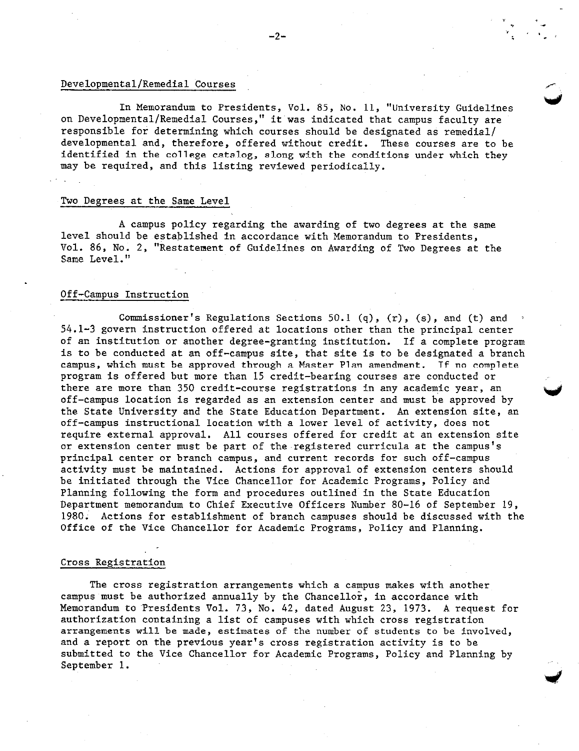## Developmental/Remedial Courses

In Memorandum to Presidents, Vol. 85, No. 11, "University Guidelines on Developmental/Remedial Courses," it was indicated that campus faculty are responsible for determining which courses should be designated as remedial/developmental and, therefore, offered without credit. These courses are to be identified in the college catalog, along with the conditions under which they may be required, and this listing reviewed periodically.

## Two Degrees at the Same Level

A campus policy regarding the awarding of two degrees at the same level should be established in accordance with Memorandum to Presidents, Vol. 86, No. 2, "Restatement of Guidelines on Awarding of Two Degrees at the Same Level."

## Off-Campus Instruction

Commissioner's Regulations Sections 50.1 (q), (r), (s), and (t) and 54.1-3 govern instruction offered at locations other than the principal center of an institution or another degree-granting institution. If a complete program is to be conducted at an off-campus site, that site is to be designated a branch campus, which must be approved through a Master Plan amendment. If no complete program is offered but more than 15 credit-bearing courses are conducted or there are more than 350 credit-course registrations in any academic year, an off-campus location is regarded as an extension center and must be approved by the State University and the State Education Department. An extension site, an off-campus instructional location with a lower level of activity, does not require external approval. All courses offered for credit at an extension site or extension center must be part of the registered curricula at the campus's principal center or branch campus, and current records for such off-campus activity must be maintained. Actions for approval of extension centers should be initiated through the Vice Chancellor for Academic Programs, Policy and Planning following the form and procedures outlined in the State Education Department memorandum to Chief Executive Officers Number 80-16 of September 19, 1980. Actions for establishment of branch campuses should be discussed with the Office of the Vice Chancellor for Academic Programs, Policy and Planning.

## Cross Registration

The cross registration arrangements which a campus makes with another campus must be authorized annually by the Chancellor, in accordance with Memorandum to Presidents Vol. 73, No. 42, dated August 23, 1973. A request for authorization containing a list of campuses with which cross registration arrangements will be made, estimates of the number of students to be involved, and a report on the previous year's cross registration activity is to be submitted to the Vice Chancellor for Academic Programs, Policy and Planning by September 1.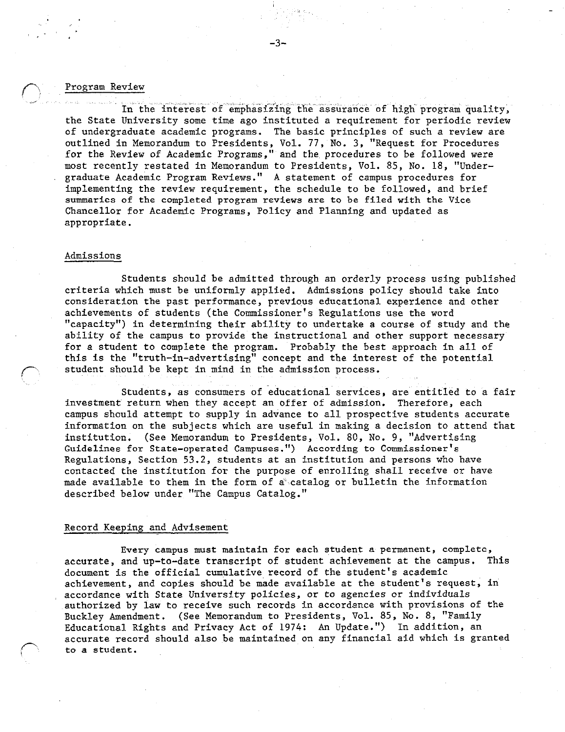## Program Review

In the interest of emphasizing the assurance of high program quality, the State University some time ago instituted a requirement for periodic review of undergraduate academic programs. The basic principles of such a review are outlined in Memorandum to Presidents, Vol. 77, No. 3, "Request for Procedures for the Review of Academic Programs," and the procedures to be followed were most recently restated in Memorandum to Presidents, Vol. 85, No. 18, "Undergraduate Academic Program Reviews." A statement of campus procedures for implementing the review requirement, the schedule to be followed, and brief summaries of the completed program reviews are to be filed with the Vice Chancellor for Academic Programs, Policy and Planning and updated as appropriate.

## Admissions

Students should be admitted through an orderly process using published criteria which must be uniformly applied. Admissions policy should take into consideration the past performance, previous educational experience and other achievements of students (the Commissioner's Regulations use the word "capacity") in determining their ability to undertake a course of study and the ability of the campus to provide the instructional and other support necessary for a student to complete the program. Probably the best approach in all of this is the "truth-in-advertising" concept and the interest of the potential student should be kept in mind in the admission process.

Students, as consumers of educational services, are entitled to a fair investment return when they accept an offer of admission. Therefore, each campus should attempt to supply in advance to all prospective students accurate information on the subjects which are useful in making a decision to attend that institution. (See Memorandum to Presidents, Vol. 80, No. 9, "Advertising Guidelines for State-operated Campuses.") According to Commissioner's Regulations, Section 53.2, students at an institution and persons who have contacted the institution for the purpose of enrolling shall receive or have made available to them in the form of a catalog or bulletin the information described below under "The Campus Catalog."

## Record Keeping and Advisement

Every campus must maintain for each student a permanent, complete, accurate, and up-to-date transcript of student achievement at the campus. This document is the official cumulative record of the student's academic achievement, and copies should be made available at the student's request, in accordance with State University policies, or to agencies or individuals authorized by law to receive such records in accordance with provisions of the Buckley Amendment. (See Memorandum to Presidents, Vol. 85, No. 8, "Family Educational Rights and Privacy Act of 1974: An Update.") In addition, an accurate record should also be maintained on any financial aid which is granted to a student.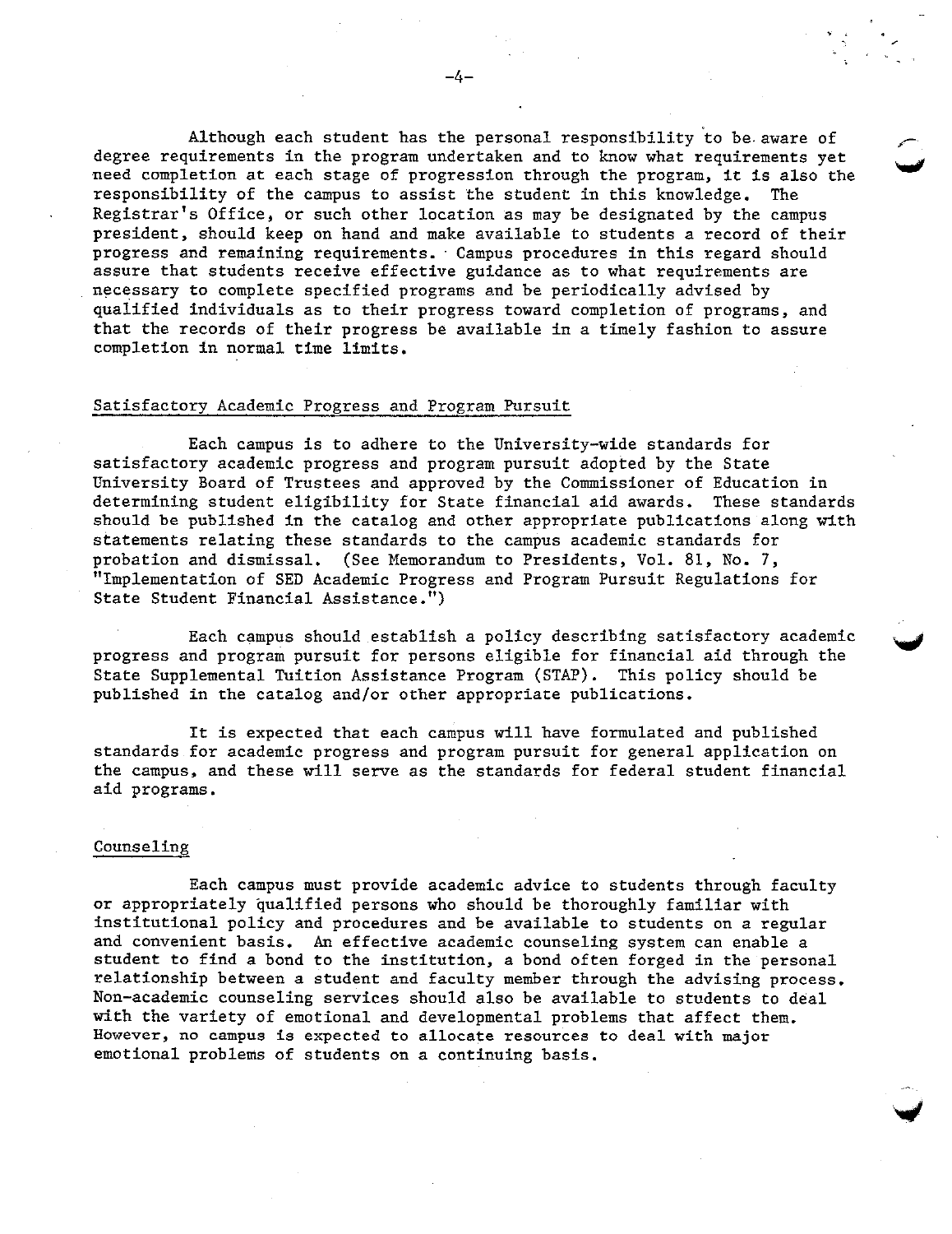Although each student has the personal responsibility to be aware of degree requirements in the program undertaken and to know what requirements yet need completion at each stage of progression through the program, it is also the responsibility of the campus to assist the student in this knowledge. The Registrar's Office, or such other location as may be designated by the campus president, should keep on hand and make available to students a record of their progress and remaining requirements. Campus procedures in this regard should assure that students receive effective guidance as to what requirements are necessary to complete specified programs and be periodically advised by qualified individuals as to their progress toward completion of programs, and that the records of their progress be available in a timely fashion to assure completion in normal time limits.

## Satisfactory Academic Progress and Program Pursuit

Each campus is to adhere to the University-wide standards for satisfactory academic progress and program pursuit adopted by the State University Board of Trustees and approved by the Commissioner of Education in determining student eligibility for State financial aid awards. These standards should be published in the catalog and other appropriate publications along with statements relating these standards to the campus academic standards for probation and dismissal. (See Memorandum to Presidents, Vol. 81, No. 7, "Implementation of SED Academic Progress and Program Pursuit Regulations for State Student Financial Assistance.")

Each campus should establish a policy describing satisfactory academic progress and program pursuit for persons eligible for financial aid through the State Supplemental Tuition Assistance Program (STAP). This policy should be published in the catalog and/or other appropriate publications.

It is expected that each campus will have formulated and published standards for academic progress and program pursuit for general application on the campus, and these will serve as the standards for federal student financial aid programs.

## Counseling

Each campus must provide academic advice to students through faculty or appropriately qualified persons who should be thoroughly familiar with institutional policy and procedures and be available to students on a regular and convenient basis. An effective academic counseling system can enable a student to find a bond to the institution, a bond often forged in the personal relationship between a student and faculty member through the advising process. Non-academic counseling services should also be available to students to deal with the variety of emotional and developmental problems that affect them. However, no campus is expected to allocate resources to deal with major emotional problems of students on a continuing basis.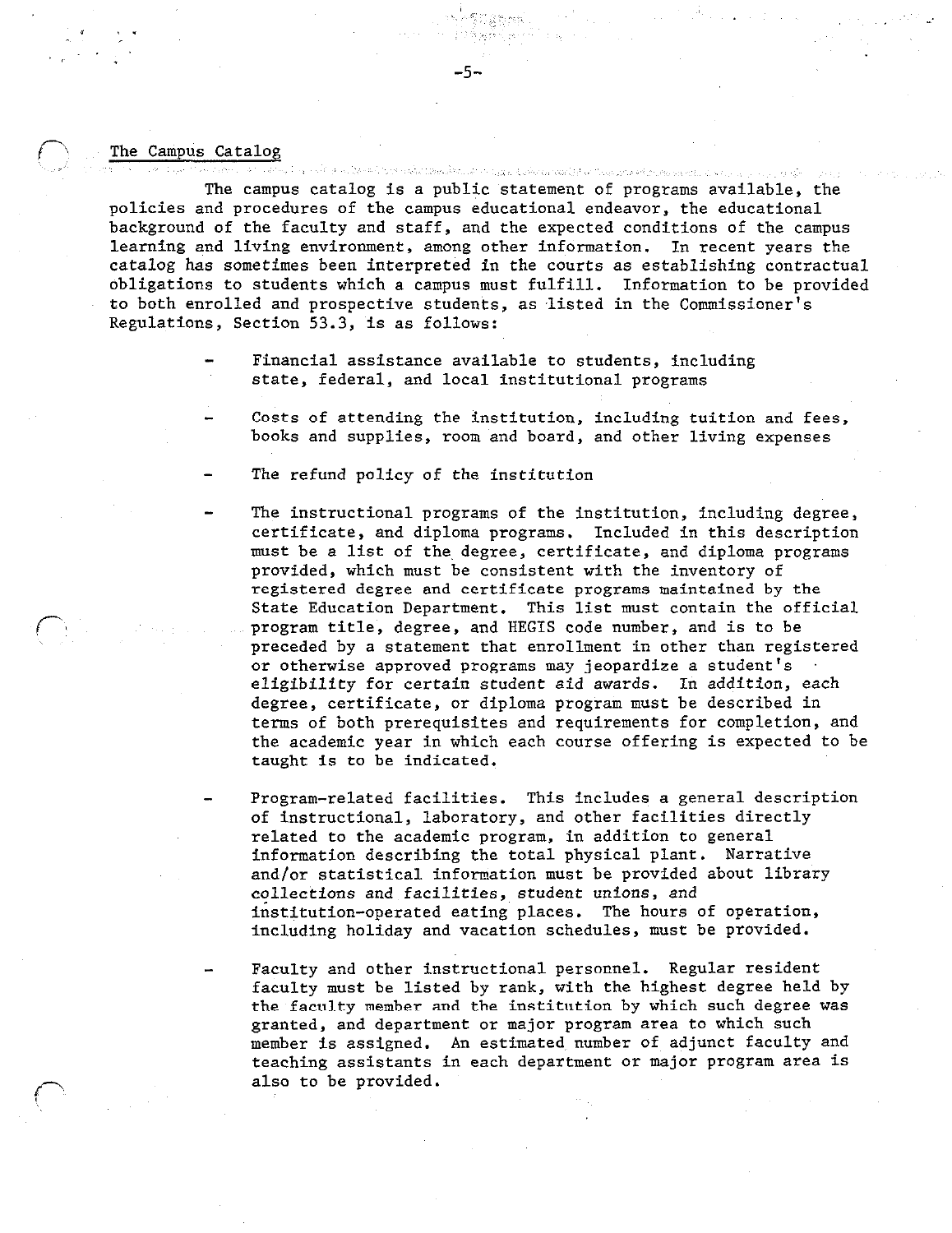## The Campus Catalog

The campus catalog is a public statement of programs available, the policies and procedures of the campus educational endeavor, the educational background of the faculty and staff, and the expected conditions of the campus learning and living environment, among other information. In recent years the catalog has sometimes been interpreted in the courts as establishing contractual obligations to students which a campus must fulfill. Information to be provided to both enrolled and prospective students, as listed in the Commissioner's Regulations, Section 53.3, is as follows:

- Financial assistance available to students, including state, federal, and local institutional programs

- Costs of attending the institution, including tuition and fees, books and supplies, room and board, and other living expenses

- The refund policy of the institution

- The instructional programs of the institution, including degree, certificate, and diploma programs. Included in this description must be a list of the degree, certificate, and diploma programs provided, which must be consistent with the inventory of registered degree and certificate programs maintained by the State Education Department. This list must contain the official program title, degree, and HEGIS code number, and is to be preceded by a statement that enrollment in other than registered or otherwise approved programs may jeopardize a student's eligibility for certain student aid awards. In addition, each degree, certificate, or diploma program must be described in terms of both prerequisites and requirements for completion, and the academic year in which each course offering is expected to be taught is to be indicated.

- Program-related facilities. This includes a general description of instructional, laboratory, and other facilities directly related to the academic program, in addition to general information describing the total physical plant. Narrative and/or statistical information must be provided about library collections and facilities, student unions, and institution-operated eating places. The hours of operation, including holiday and vacation schedules, must be provided.

- Faculty and other instructional personnel. Regular resident faculty must be listed by rank, with the highest degree held by the faculty member and the institution by which such degree was granted, and department or major program area to which such member is assigned. An estimated number of adjunct faculty and teaching assistants in each department or major program area is also to be provided.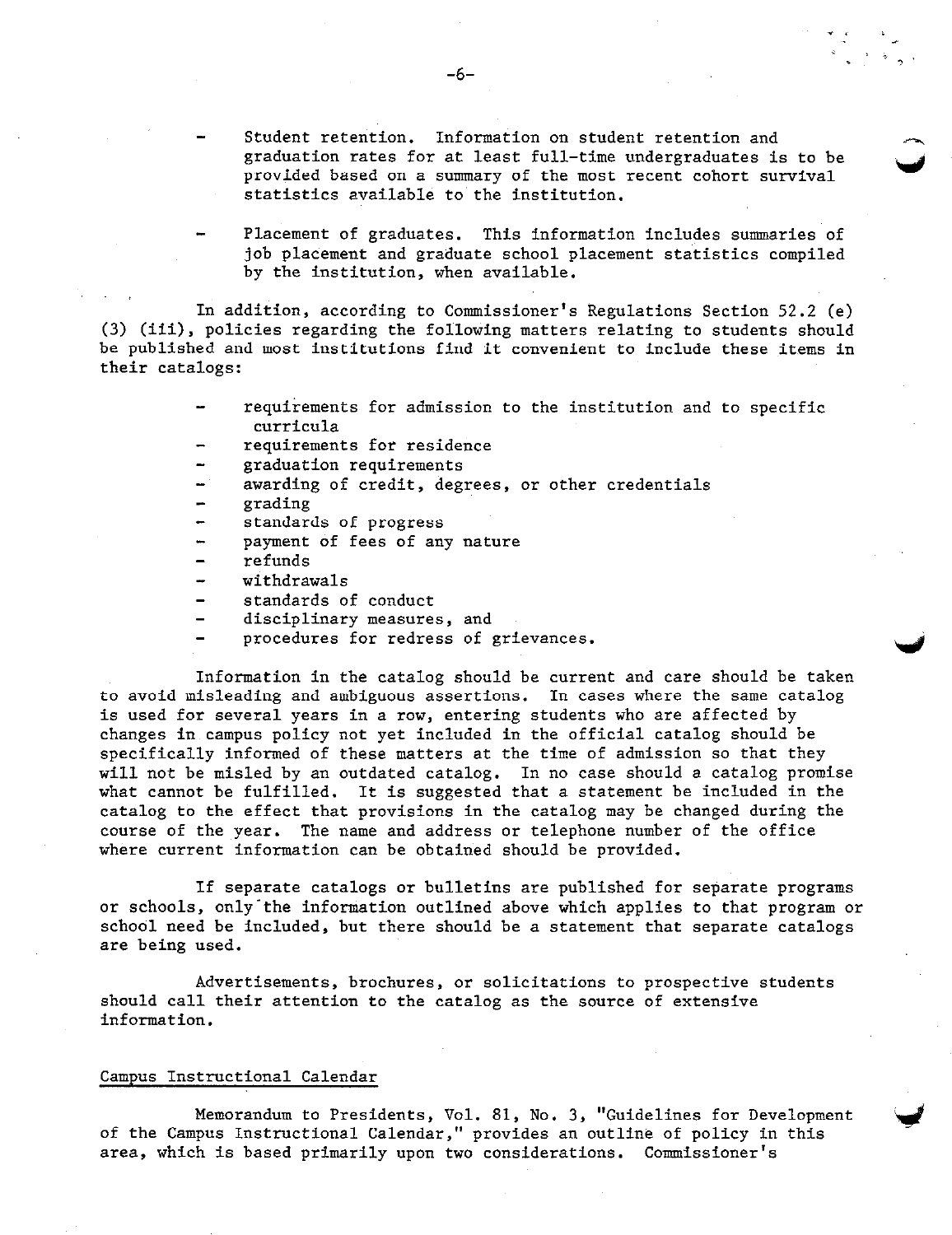- Student retention. Information on student retention and graduation rates for at least full-time undergraduates is to be provided based on a summary of the most recent cohort survival statistics available to the institution.

- Placement of graduates. This information includes summaries of job placement and graduate school placement statistics compiled by the institution, when available.

In addition, according to Commissioner's Regulations Section 52.2 (e) (3) (iii), policies regarding the following matters relating to students should be published and most institutions find it convenient to include these items in their catalogs:

- requirements for admission to the institution and to specific curricula
- requirements for residence
- graduation requirements
- awarding of credit, degrees, or other credentials
- grading
- standards of progress
- payment of fees of any nature
- refunds
- withdrawals
- standards of conduct
- disciplinary measures, and
- procedures for redress of grievances.

Information in the catalog should be current and care should be taken to avoid misleading and ambiguous assertions. In cases where the same catalog is used for several years in a row, entering students who are affected by changes in campus policy not yet included in the official catalog should be specifically informed of these matters at the time of admission so that they will not be misled by an outdated catalog. In no case should a catalog promise what cannot be fulfilled. It is suggested that a statement be included in the catalog to the effect that provisions in the catalog may be changed during the course of the year. The name and address or telephone number of the office where current information can be obtained should be provided.

If separate catalogs or bulletins are published for separate programs or schools, only the information outlined above which applies to that program or school need be included, but there should be a statement that separate catalogs are being used.

Advertisements, brochures, or solicitations to prospective students should call their attention to the catalog as the source of extensive information.

## Campus Instructional Calendar

Memorandum to Presidents, Vol. 81, No. 3, "Guidelines for Development of the Campus Instructional Calendar," provides an outline of policy in this area, which is based primarily upon two considerations. Commissioner's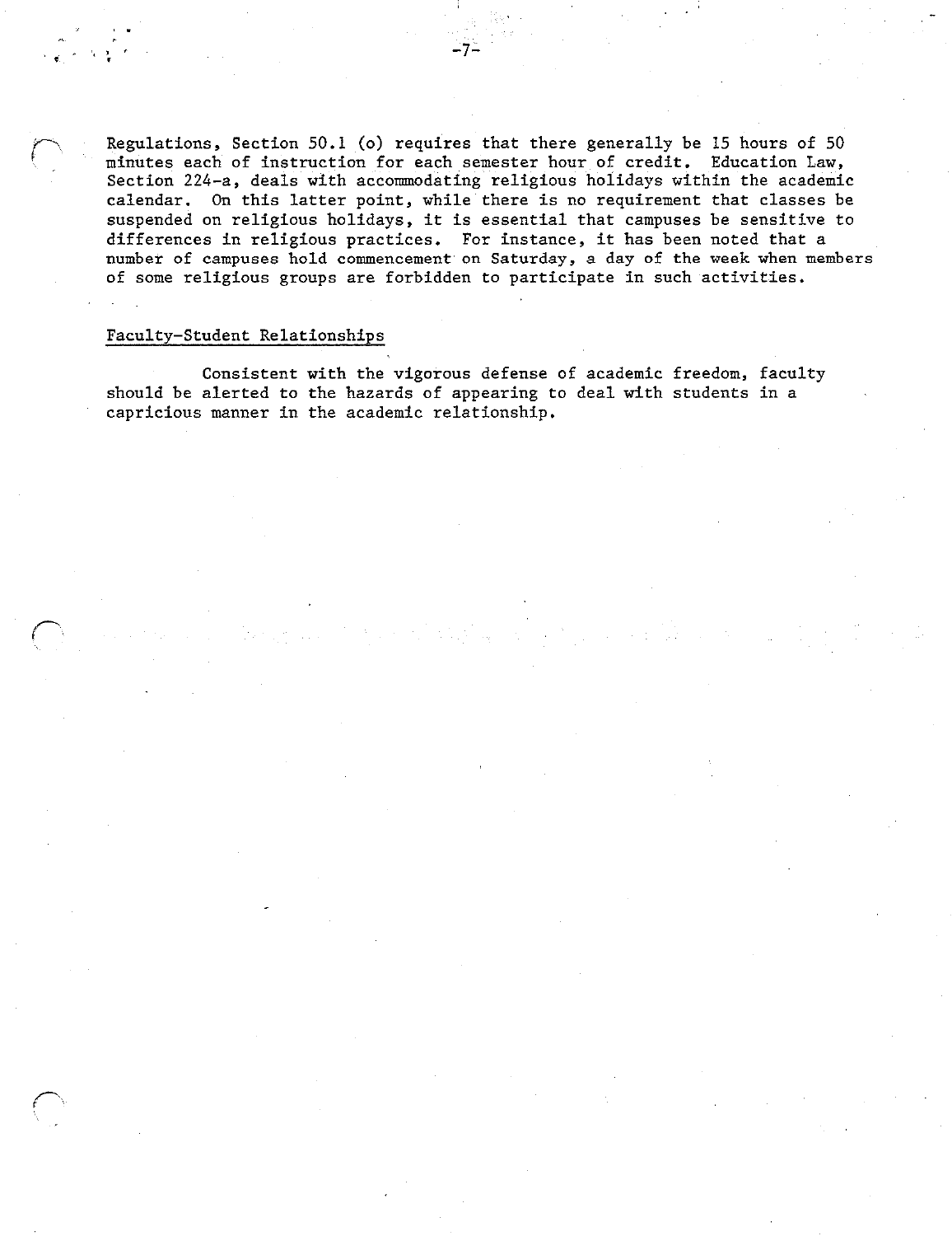Regulations, Section 50.1 (o) requires that there generally be 15 hours of 50 minutes each of instruction for each semester hour of credit. Education Law, Section 224-a, deals with accommodating religious holidays within the academic calendar. On this latter point, while there is no requirement that classes be suspended on religious holidays, it is essential that campuses be sensitive to differences in religious practices. For instance, it has been noted that a number of campuses hold commencement on Saturday, a day of the week when members of some religious groups are forbidden to participate in such activities.

## Faculty-Student Relationships

Consistent with the vigorous defense of academic freedom, faculty should be alerted to the hazards of appearing to deal with students in a capricious manner in the academic relationship.